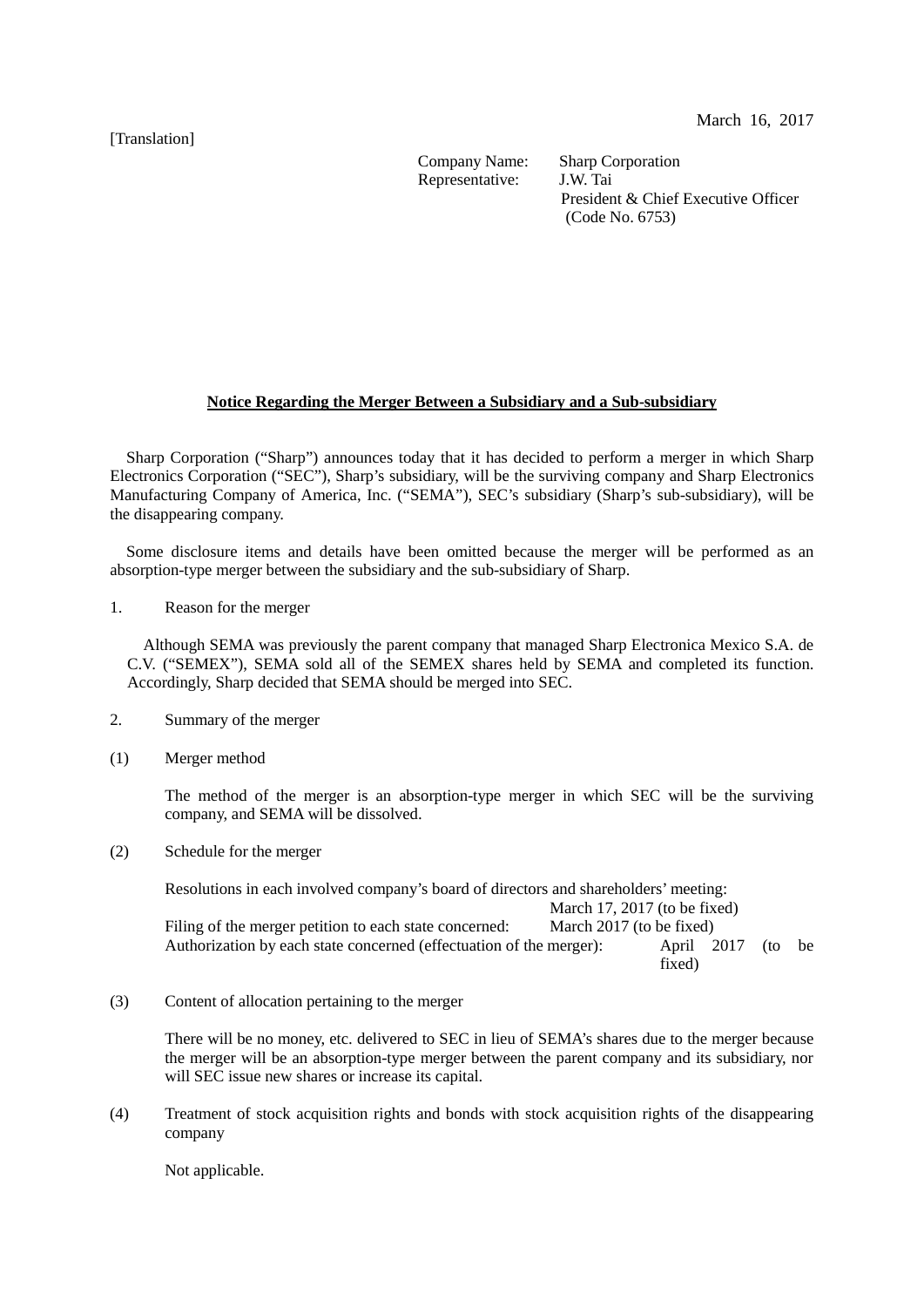[Translation]

March 16, 2017

Company Name: Sharp Corporation
Representative: J.W. Tai
President & Chief Executive Officer
(Code No. 6753)

## Notice Regarding the Merger Between a Subsidiary and a Sub-subsidiary

Sharp Corporation ("Sharp") announces today that it has decided to perform a merger in which Sharp Electronics Corporation ("SEC"), Sharp's subsidiary, will be the surviving company and Sharp Electronics Manufacturing Company of America, Inc. ("SEMA"), SEC's subsidiary (Sharp's sub-subsidiary), will be the disappearing company.

Some disclosure items and details have been omitted because the merger will be performed as an absorption-type merger between the subsidiary and the sub-subsidiary of Sharp.

1. Reason for the merger

Although SEMA was previously the parent company that managed Sharp Electronica Mexico S.A. de C.V. ("SEMEX"), SEMA sold all of the SEMEX shares held by SEMA and completed its function. Accordingly, Sharp decided that SEMA should be merged into SEC.

2. Summary of the merger

(1) Merger method

The method of the merger is an absorption-type merger in which SEC will be the surviving company, and SEMA will be dissolved.

(2) Schedule for the merger

Resolutions in each involved company's board of directors and shareholders' meeting: March 17, 2017 (to be fixed)
Filing of the merger petition to each state concerned: March 2017 (to be fixed)
Authorization by each state concerned (effectuation of the merger): April 2017 (to be fixed)

(3) Content of allocation pertaining to the merger

There will be no money, etc. delivered to SEC in lieu of SEMA's shares due to the merger because the merger will be an absorption-type merger between the parent company and its subsidiary, nor will SEC issue new shares or increase its capital.

(4) Treatment of stock acquisition rights and bonds with stock acquisition rights of the disappearing company

Not applicable.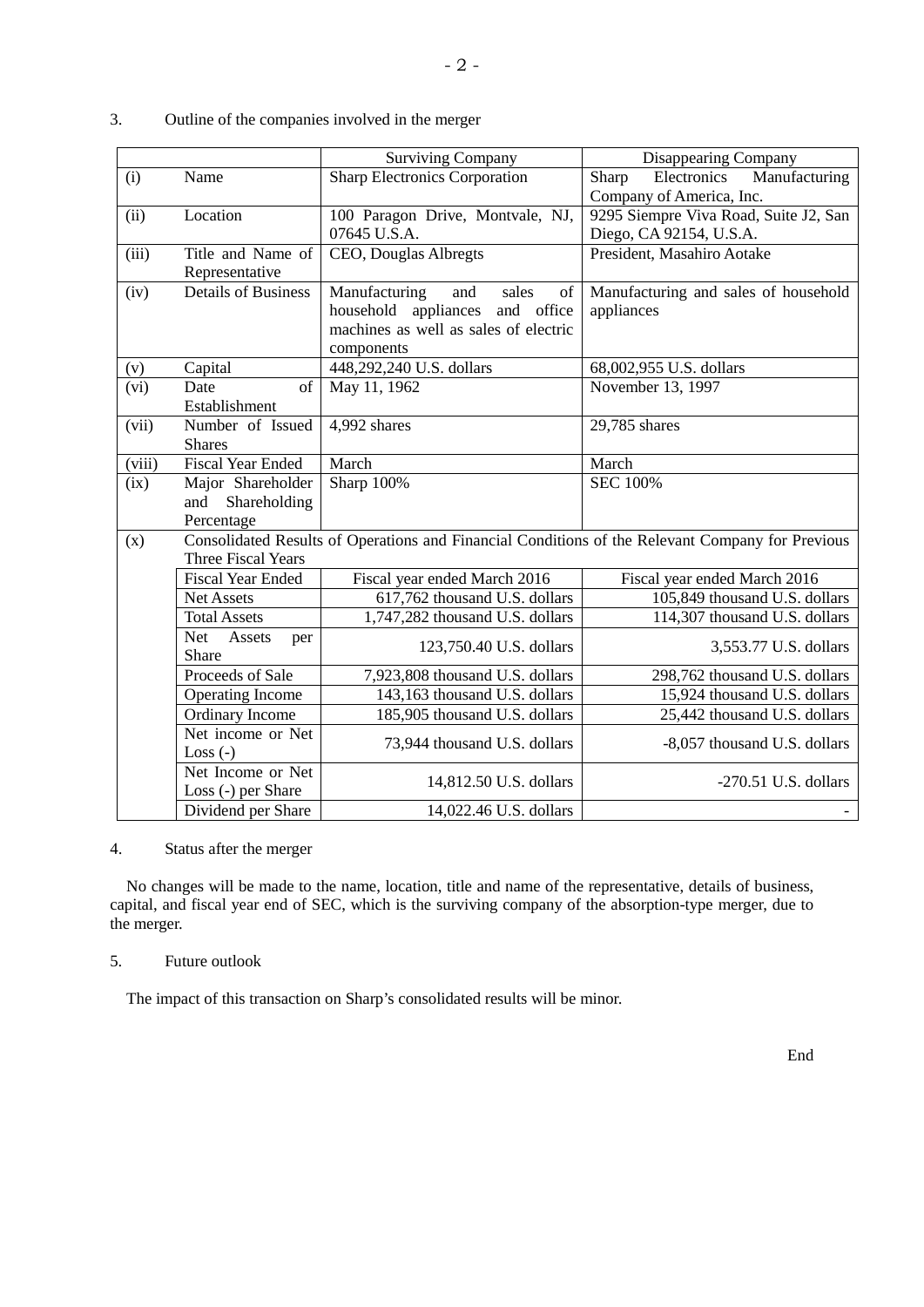3. Outline of the companies involved in the merger

| | | Surviving Company | Disappearing Company |
|---|---|---|---|
| (i) | Name | Sharp Electronics Corporation | Sharp Electronics Manufacturing Company of America, Inc. |
| (ii) | Location | 100 Paragon Drive, Montvale, NJ, 07645 U.S.A. | 9295 Siempre Viva Road, Suite J2, San Diego, CA 92154, U.S.A. |
| (iii) | Title and Name of Representative | CEO, Douglas Albregts | President, Masahiro Aotake |
| (iv) | Details of Business | Manufacturing and sales of household appliances and office machines as well as sales of electric components | Manufacturing and sales of household appliances |
| (v) | Capital | 448,292,240 U.S. dollars | 68,002,955 U.S. dollars |
| (vi) | Date of Establishment | May 11, 1962 | November 13, 1997 |
| (vii) | Number of Issued Shares | 4,992 shares | 29,785 shares |
| (viii) | Fiscal Year Ended | March | March |
| (ix) | Major Shareholder and Shareholding Percentage | Sharp 100% | SEC 100% |
| (x) | Consolidated Results of Operations and Financial Conditions of the Relevant Company for Previous Three Fiscal Years | | |
| | Fiscal Year Ended | Fiscal year ended March 2016 | Fiscal year ended March 2016 |
| | Net Assets | 617,762 thousand U.S. dollars | 105,849 thousand U.S. dollars |
| | Total Assets | 1,747,282 thousand U.S. dollars | 114,307 thousand U.S. dollars |
| | Net Assets per Share | 123,750.40 U.S. dollars | 3,553.77 U.S. dollars |
| | Proceeds of Sale | 7,923,808 thousand U.S. dollars | 298,762 thousand U.S. dollars |
| | Operating Income | 143,163 thousand U.S. dollars | 15,924 thousand U.S. dollars |
| | Ordinary Income | 185,905 thousand U.S. dollars | 25,442 thousand U.S. dollars |
| | Net income or Net Loss (-) | 73,944 thousand U.S. dollars | -8,057 thousand U.S. dollars |
| | Net Income or Net Loss (-) per Share | 14,812.50 U.S. dollars | -270.51 U.S. dollars |
| | Dividend per Share | 14,022.46 U.S. dollars | - |

4. Status after the merger

No changes will be made to the name, location, title and name of the representative, details of business, capital, and fiscal year end of SEC, which is the surviving company of the absorption-type merger, due to the merger.

5. Future outlook

The impact of this transaction on Sharp's consolidated results will be minor.

End